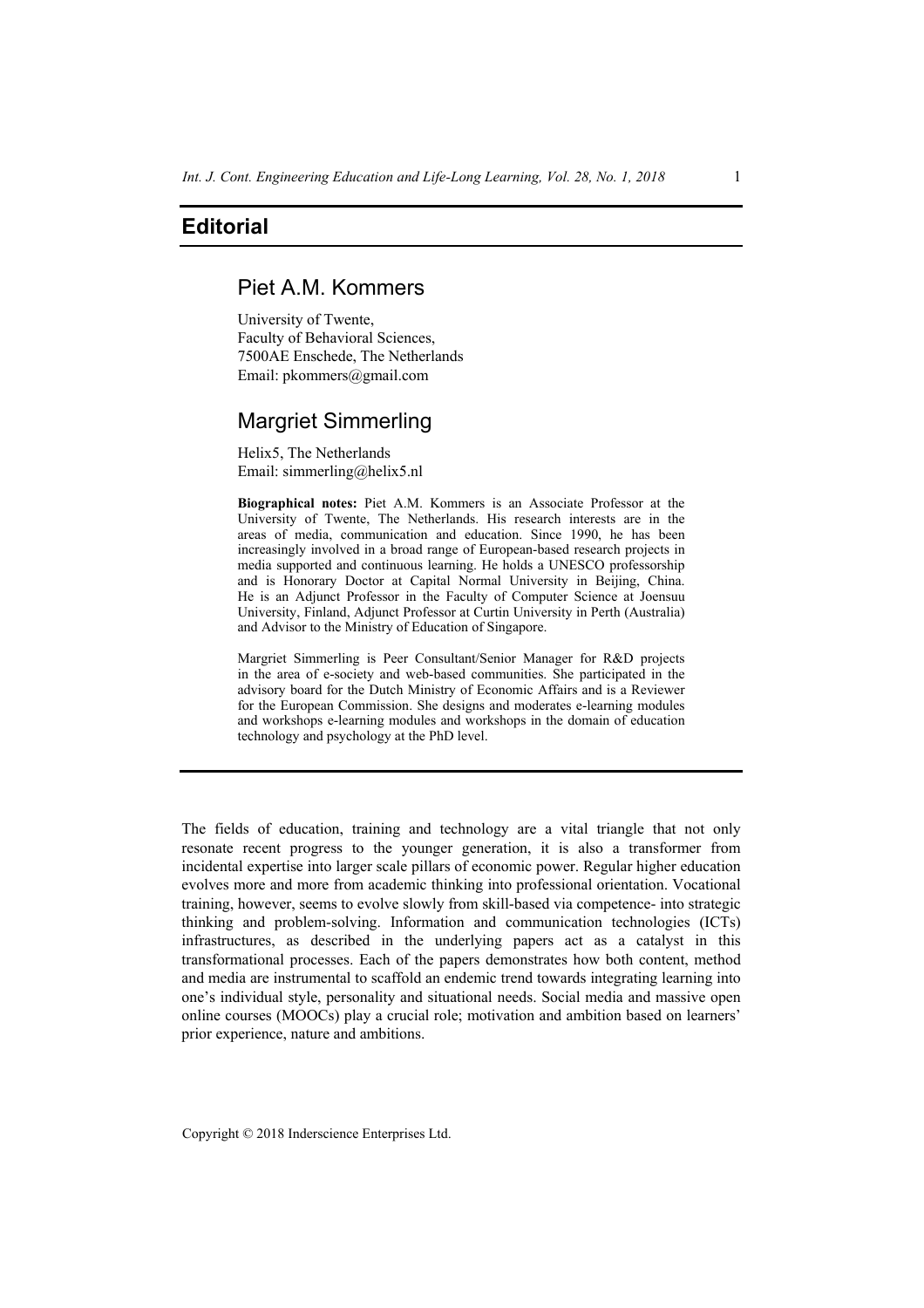# Editorial

## Piet A.M. Kommers

University of Twente,
Faculty of Behavioral Sciences,
7500AE Enschede, The Netherlands
Email: pkommers@gmail.com

## Margriet Simmerling

Helix5, The Netherlands
Email: simmerling@helix5.nl

**Biographical notes:** Piet A.M. Kommers is an Associate Professor at the University of Twente, The Netherlands. His research interests are in the areas of media, communication and education. Since 1990, he has been increasingly involved in a broad range of European-based research projects in media supported and continuous learning. He holds a UNESCO professorship and is Honorary Doctor at Capital Normal University in Beijing, China. He is an Adjunct Professor in the Faculty of Computer Science at Joensuu University, Finland, Adjunct Professor at Curtin University in Perth (Australia) and Advisor to the Ministry of Education of Singapore.

Margriet Simmerling is Peer Consultant/Senior Manager for R&D projects in the area of e-society and web-based communities. She participated in the advisory board for the Dutch Ministry of Economic Affairs and is a Reviewer for the European Commission. She designs and moderates e-learning modules and workshops e-learning modules and workshops in the domain of education technology and psychology at the PhD level.

---

The fields of education, training and technology are a vital triangle that not only resonate recent progress to the younger generation, it is also a transformer from incidental expertise into larger scale pillars of economic power. Regular higher education evolves more and more from academic thinking into professional orientation. Vocational training, however, seems to evolve slowly from skill-based via competence- into strategic thinking and problem-solving. Information and communication technologies (ICTs) infrastructures, as described in the underlying papers act as a catalyst in this transformational processes. Each of the papers demonstrates how both content, method and media are instrumental to scaffold an endemic trend towards integrating learning into one's individual style, personality and situational needs. Social media and massive open online courses (MOOCs) play a crucial role; motivation and ambition based on learners' prior experience, nature and ambitions.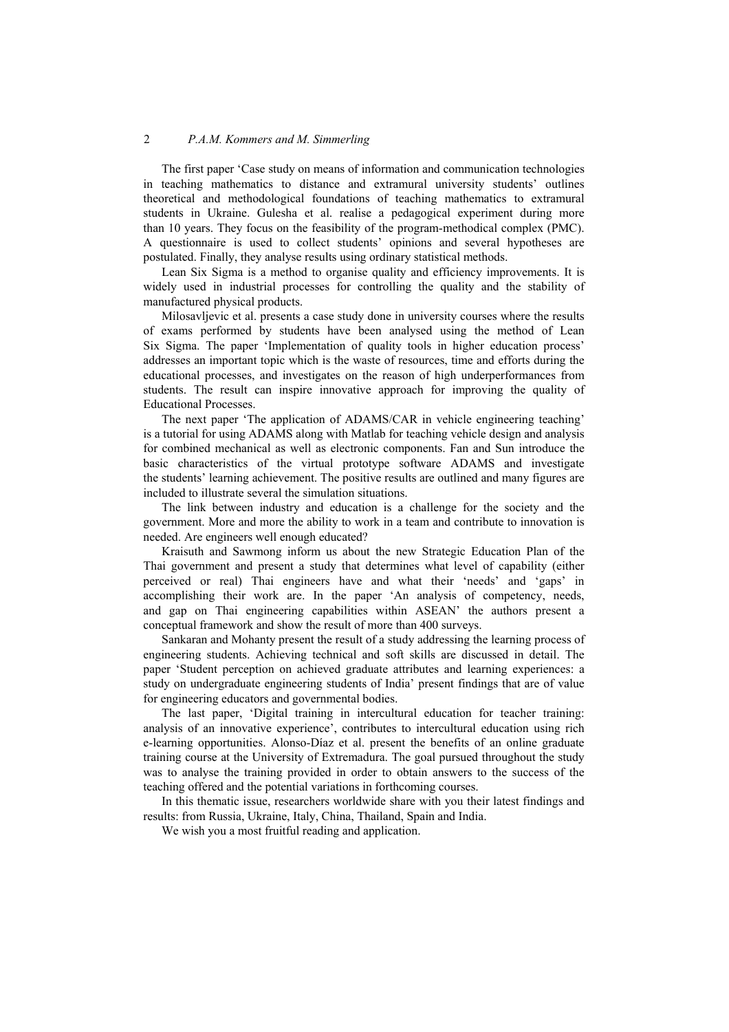The first paper 'Case study on means of information and communication technologies in teaching mathematics to distance and extramural university students' outlines theoretical and methodological foundations of teaching mathematics to extramural students in Ukraine. Gulesha et al. realise a pedagogical experiment during more than 10 years. They focus on the feasibility of the program-methodical complex (PMC). A questionnaire is used to collect students' opinions and several hypotheses are postulated. Finally, they analyse results using ordinary statistical methods.

Lean Six Sigma is a method to organise quality and efficiency improvements. It is widely used in industrial processes for controlling the quality and the stability of manufactured physical products.

Milosavljevic et al. presents a case study done in university courses where the results of exams performed by students have been analysed using the method of Lean Six Sigma. The paper 'Implementation of quality tools in higher education process' addresses an important topic which is the waste of resources, time and efforts during the educational processes, and investigates on the reason of high underperformances from students. The result can inspire innovative approach for improving the quality of Educational Processes.

The next paper 'The application of ADAMS/CAR in vehicle engineering teaching' is a tutorial for using ADAMS along with Matlab for teaching vehicle design and analysis for combined mechanical as well as electronic components. Fan and Sun introduce the basic characteristics of the virtual prototype software ADAMS and investigate the students' learning achievement. The positive results are outlined and many figures are included to illustrate several the simulation situations.

The link between industry and education is a challenge for the society and the government. More and more the ability to work in a team and contribute to innovation is needed. Are engineers well enough educated?

Kraisuth and Sawmong inform us about the new Strategic Education Plan of the Thai government and present a study that determines what level of capability (either perceived or real) Thai engineers have and what their 'needs' and 'gaps' in accomplishing their work are. In the paper 'An analysis of competency, needs, and gap on Thai engineering capabilities within ASEAN' the authors present a conceptual framework and show the result of more than 400 surveys.

Sankaran and Mohanty present the result of a study addressing the learning process of engineering students. Achieving technical and soft skills are discussed in detail. The paper 'Student perception on achieved graduate attributes and learning experiences: a study on undergraduate engineering students of India' present findings that are of value for engineering educators and governmental bodies.

The last paper, 'Digital training in intercultural education for teacher training: analysis of an innovative experience', contributes to intercultural education using rich e-learning opportunities. Alonso-Díaz et al. present the benefits of an online graduate training course at the University of Extremadura. The goal pursued throughout the study was to analyse the training provided in order to obtain answers to the success of the teaching offered and the potential variations in forthcoming courses.

In this thematic issue, researchers worldwide share with you their latest findings and results: from Russia, Ukraine, Italy, China, Thailand, Spain and India.

We wish you a most fruitful reading and application.